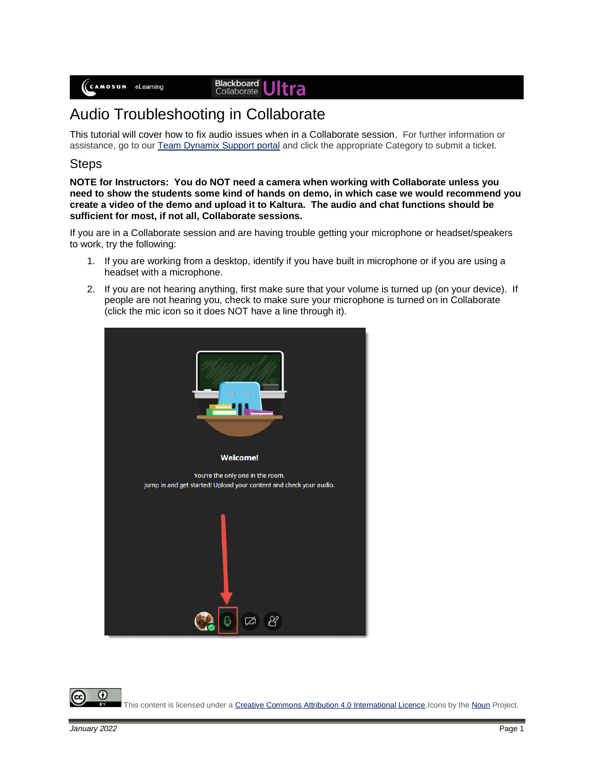# Audio Troubleshooting in Collaborate

This tutorial will cover how to fix audio issues when in a Collaborate session. For further information or assistance, go to our [Team Dynamix Support portal](#) and click the appropriate Category to submit a ticket.

## Steps

**NOTE for Instructors: You do NOT need a camera when working with Collaborate unless you need to show the students some kind of hands on demo, in which case we would recommend you create a video of the demo and upload it to Kaltura. The audio and chat functions should be sufficient for most, if not all, Collaborate sessions.**

If you are in a Collaborate session and are having trouble getting your microphone or headset/speakers to work, try the following:

1. If you are working from a desktop, identify if you have built in microphone or if you are using a headset with a microphone.
2. If you are not hearing anything, first make sure that your volume is turned up (on your device). If people are not hearing you, check to make sure your microphone is turned on in Collaborate (click the mic icon so it does NOT have a line through it).

This content is licensed under a [Creative Commons Attribution 4.0 International Licence](#). Icons by the [Noun](#) Project.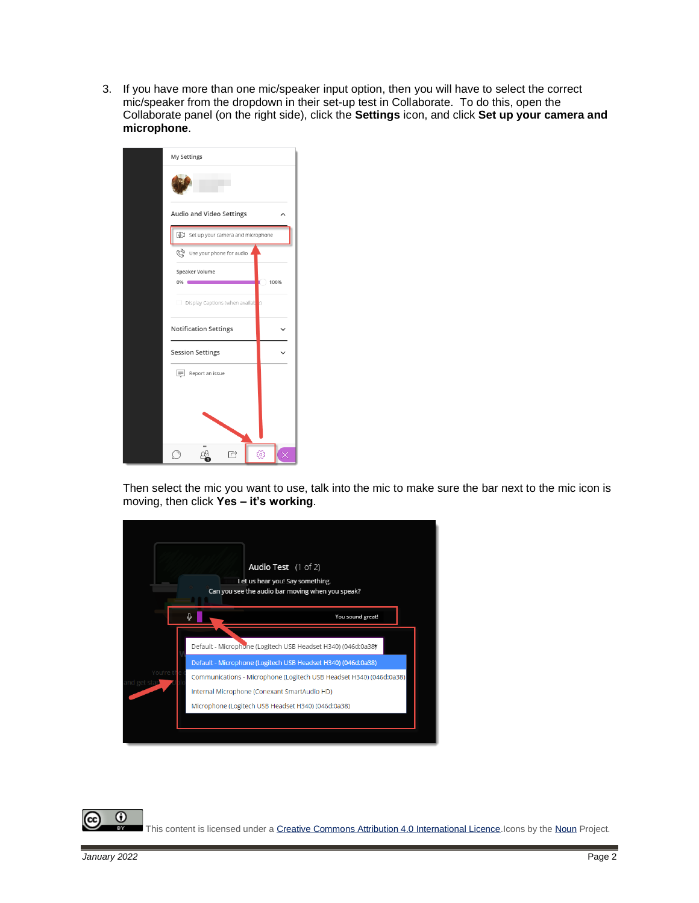3. If you have more than one mic/speaker input option, then you will have to select the correct mic/speaker from the dropdown in their set-up test in Collaborate. To do this, open the Collaborate panel (on the right side), click the **Settings** icon, and click **Set up your camera and microphone**.

   Then select the mic you want to use, talk into the mic to make sure the bar next to the mic icon is moving, then click **Yes – it's working**.

This content is licensed under a Creative Commons Attribution 4.0 International Licence. Icons by the Noun Project.

*January 2022*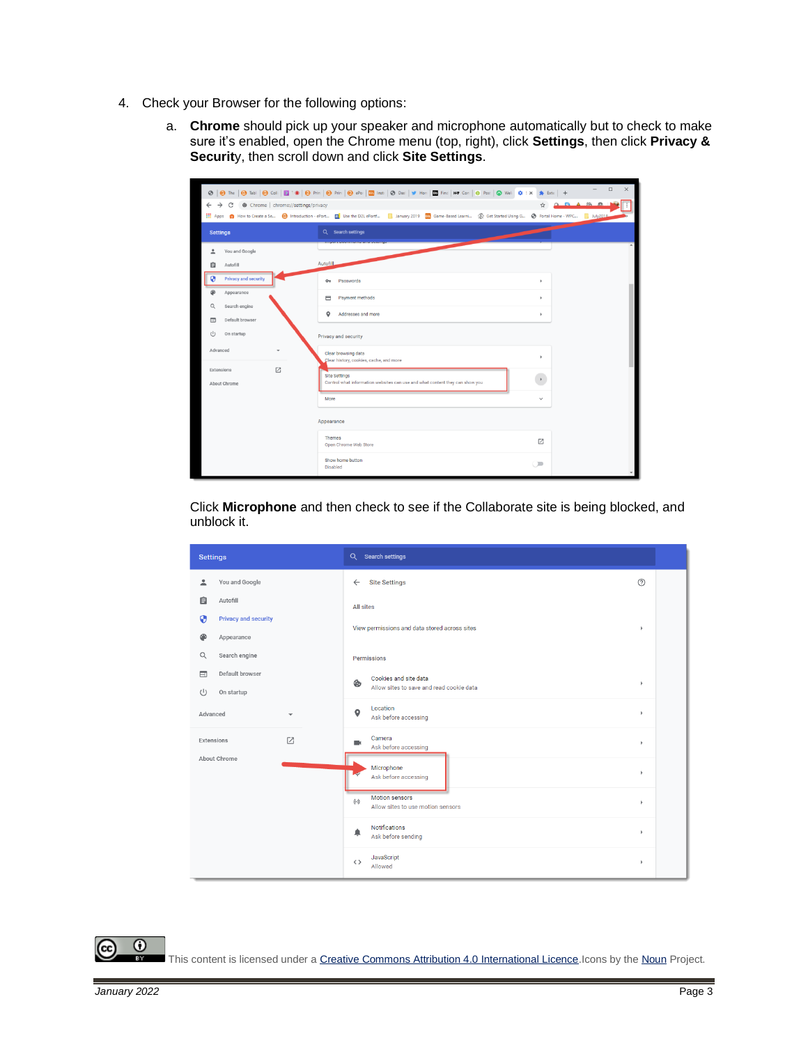4. Check your Browser for the following options:

    a. **Chrome** should pick up your speaker and microphone automatically but to check to make sure it's enabled, open the Chrome menu (top, right), click **Settings**, then click **Privacy & Security**, then scroll down and click **Site Settings**.

    Click **Microphone** and then check to see if the Collaborate site is being blocked, and unblock it.

This content is licensed under a [Creative Commons Attribution 4.0 International Licence](). Icons by the [Noun]() Project.

January 2022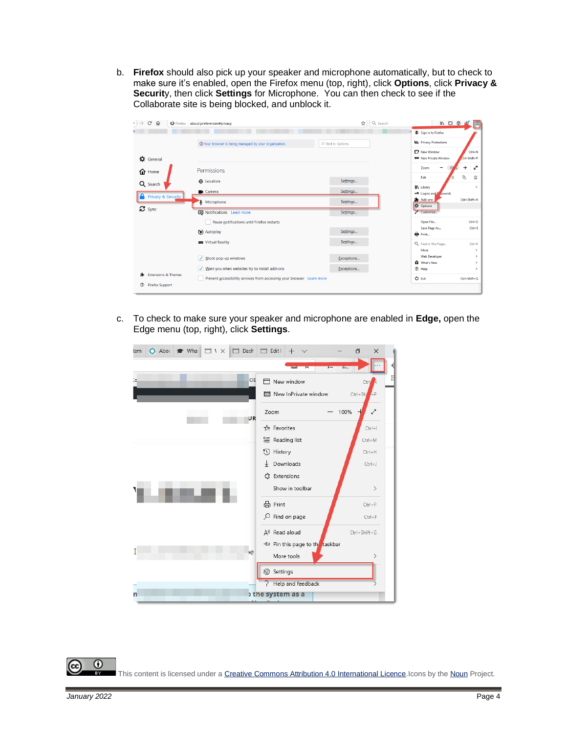b. **Firefox** should also pick up your speaker and microphone automatically, but to check to make sure it's enabled, open the Firefox menu (top, right), click **Options**, click **Privacy & Security**, then click **Settings** for Microphone. You can then check to see if the Collaborate site is being blocked, and unblock it.

c. To check to make sure your speaker and microphone are enabled in **Edge,** open the Edge menu (top, right), click **Settings**.

This content is licensed under a Creative Commons Attribution 4.0 International Licence. Icons by the Noun Project.

January 2022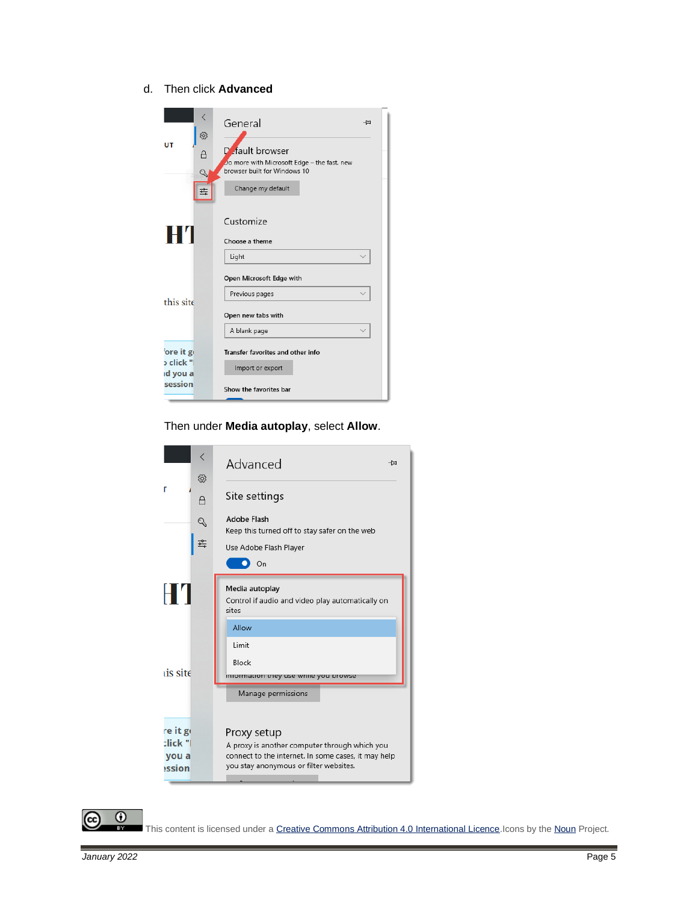d. Then click **Advanced**

Then under **Media autoplay**, select **Allow**.

This content is licensed under a [Creative Commons Attribution 4.0 International Licence](). Icons by the [Noun]() Project.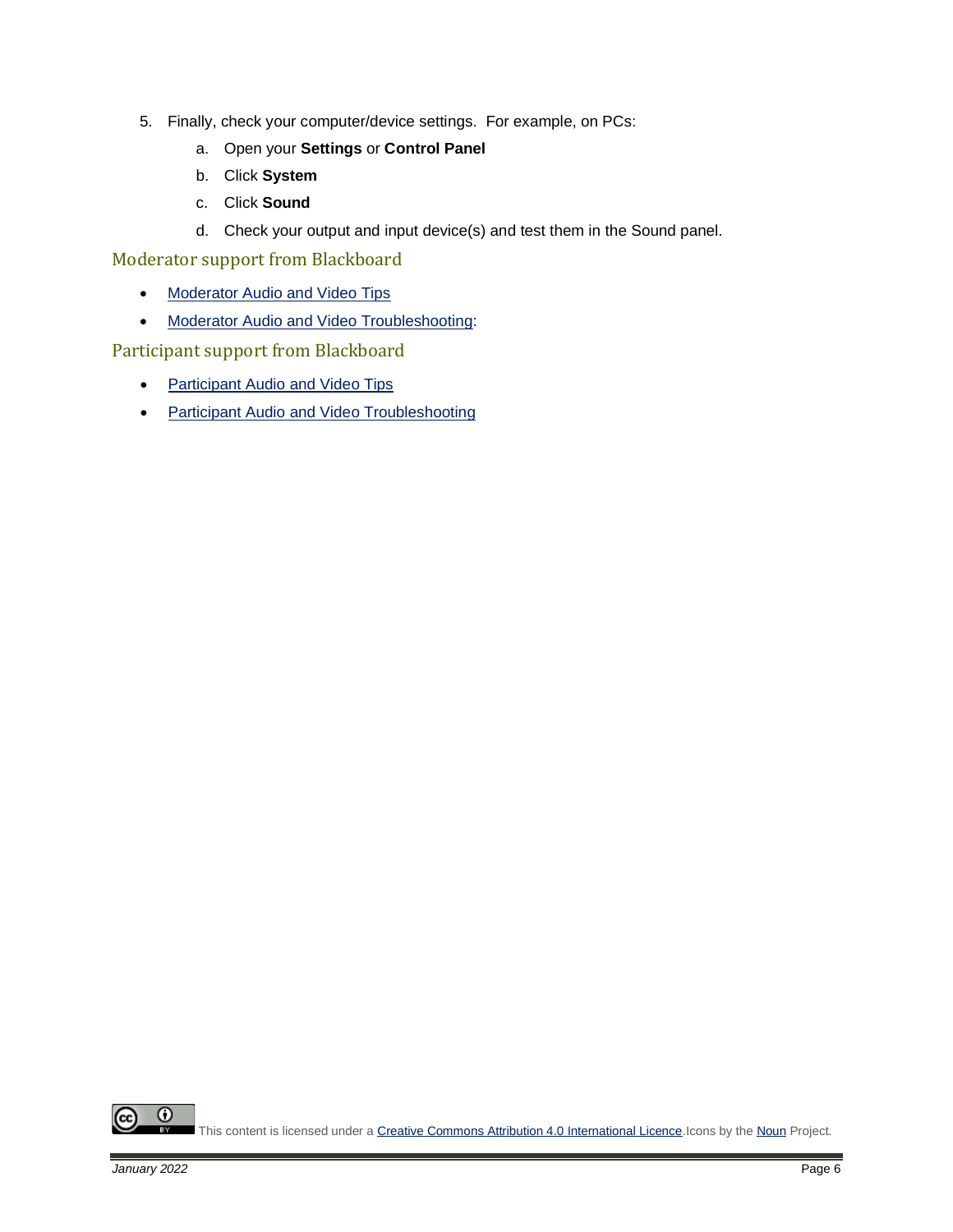5. Finally, check your computer/device settings. For example, on PCs:
    a. Open your **Settings** or **Control Panel**
    b. Click **System**
    c. Click **Sound**
    d. Check your output and input device(s) and test them in the Sound panel.

## Moderator support from Blackboard

- Moderator Audio and Video Tips
- Moderator Audio and Video Troubleshooting:

## Participant support from Blackboard

- Participant Audio and Video Tips
- Participant Audio and Video Troubleshooting

This content is licensed under a Creative Commons Attribution 4.0 International Licence. Icons by the Noun Project.